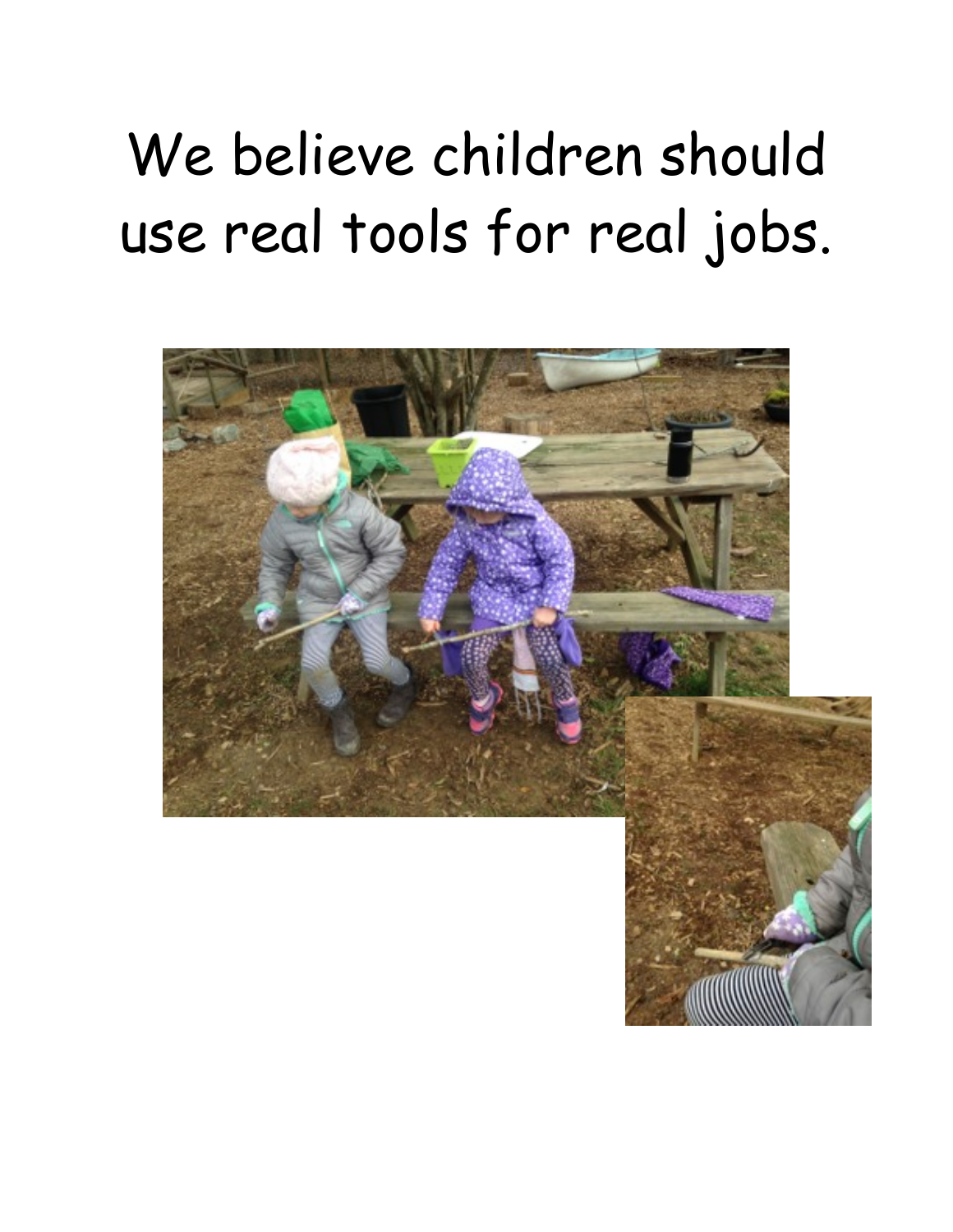# We believe children should use real tools for real jobs.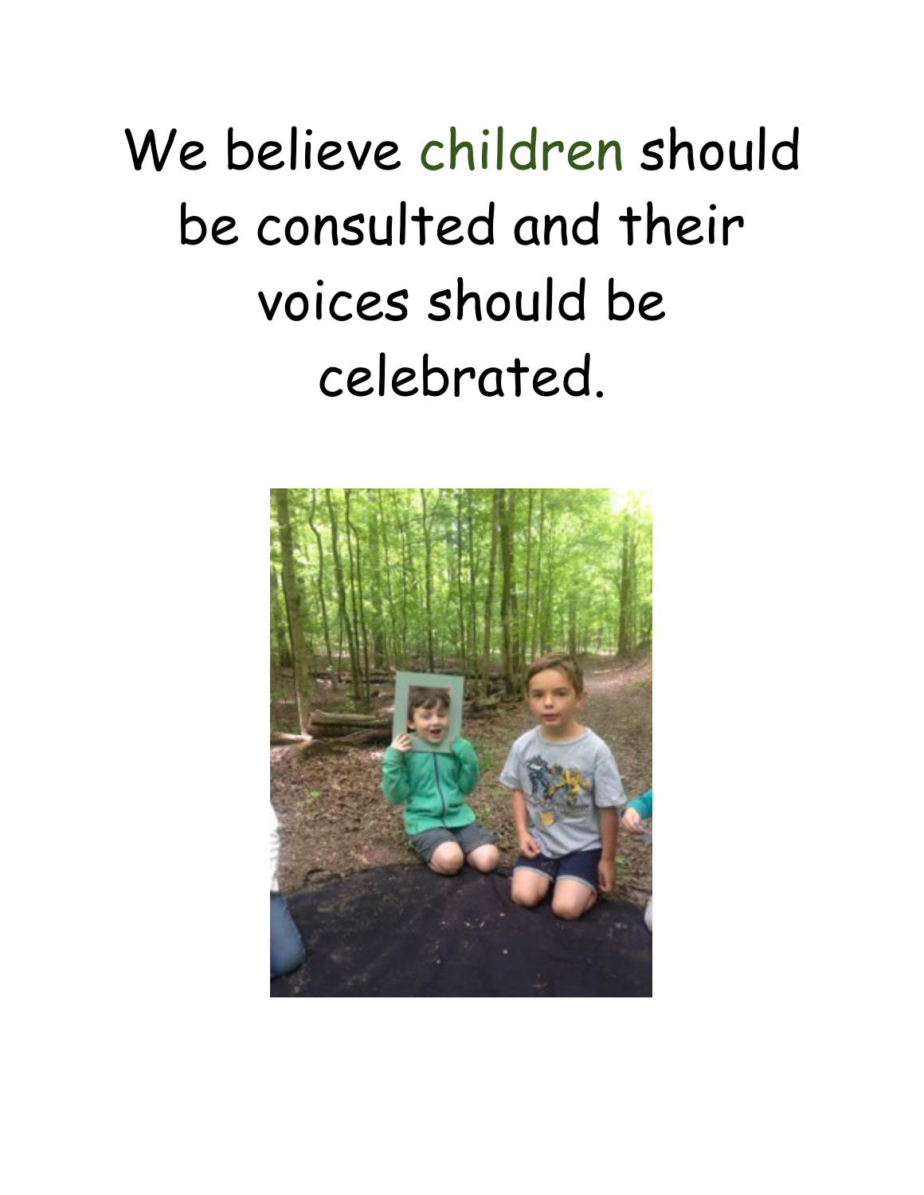We believe children should be consulted and their voices should be celebrated.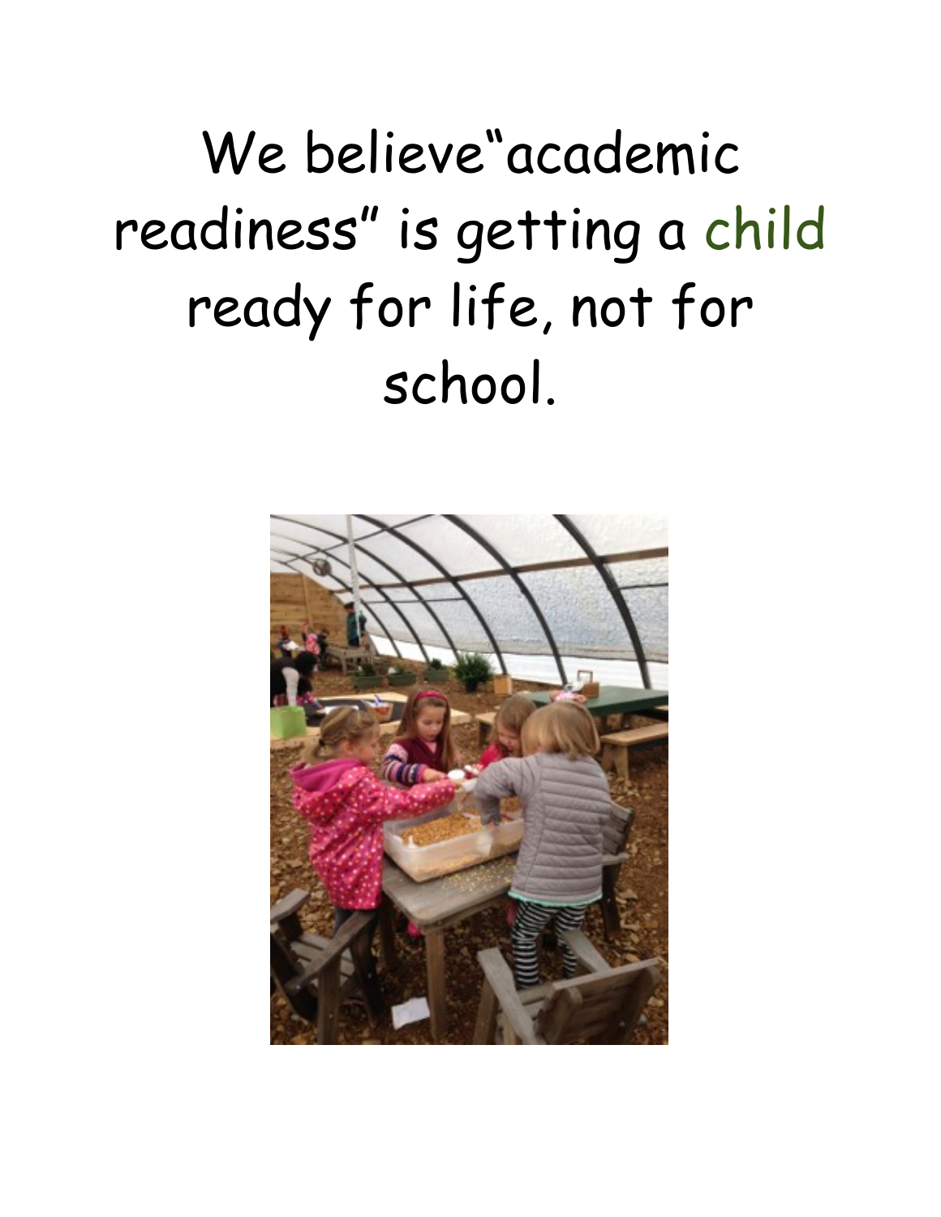We believe"academic readiness" is getting a child ready for life, not for school.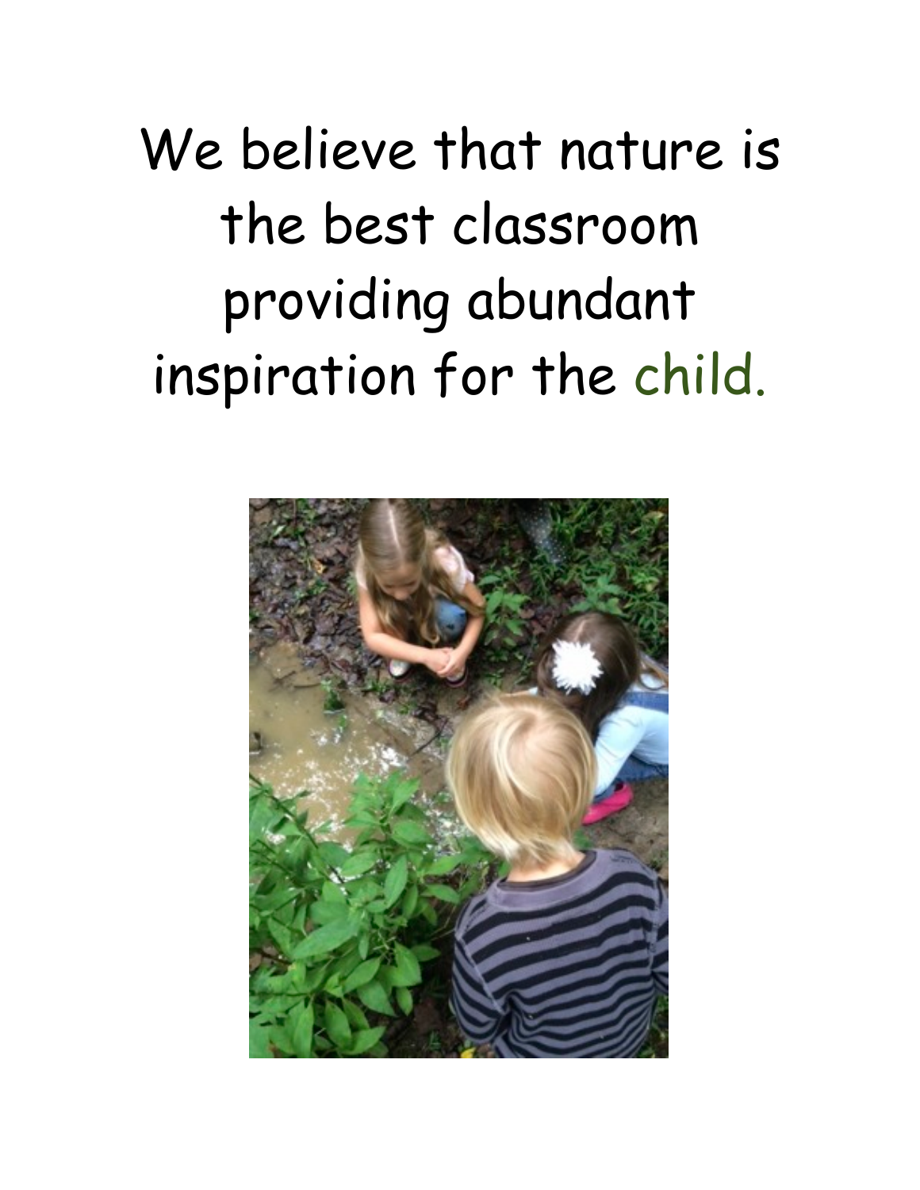We believe that nature is the best classroom providing abundant inspiration for the child.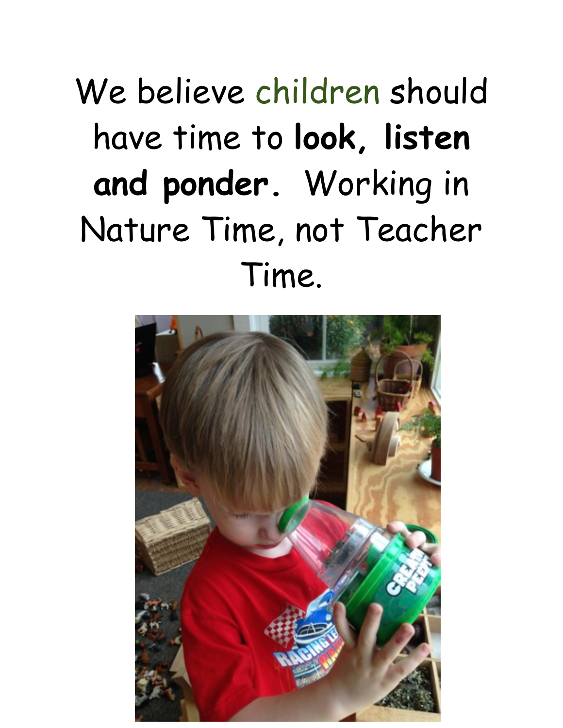We believe children should have time to **look, listen and ponder**. Working in Nature Time, not Teacher Time.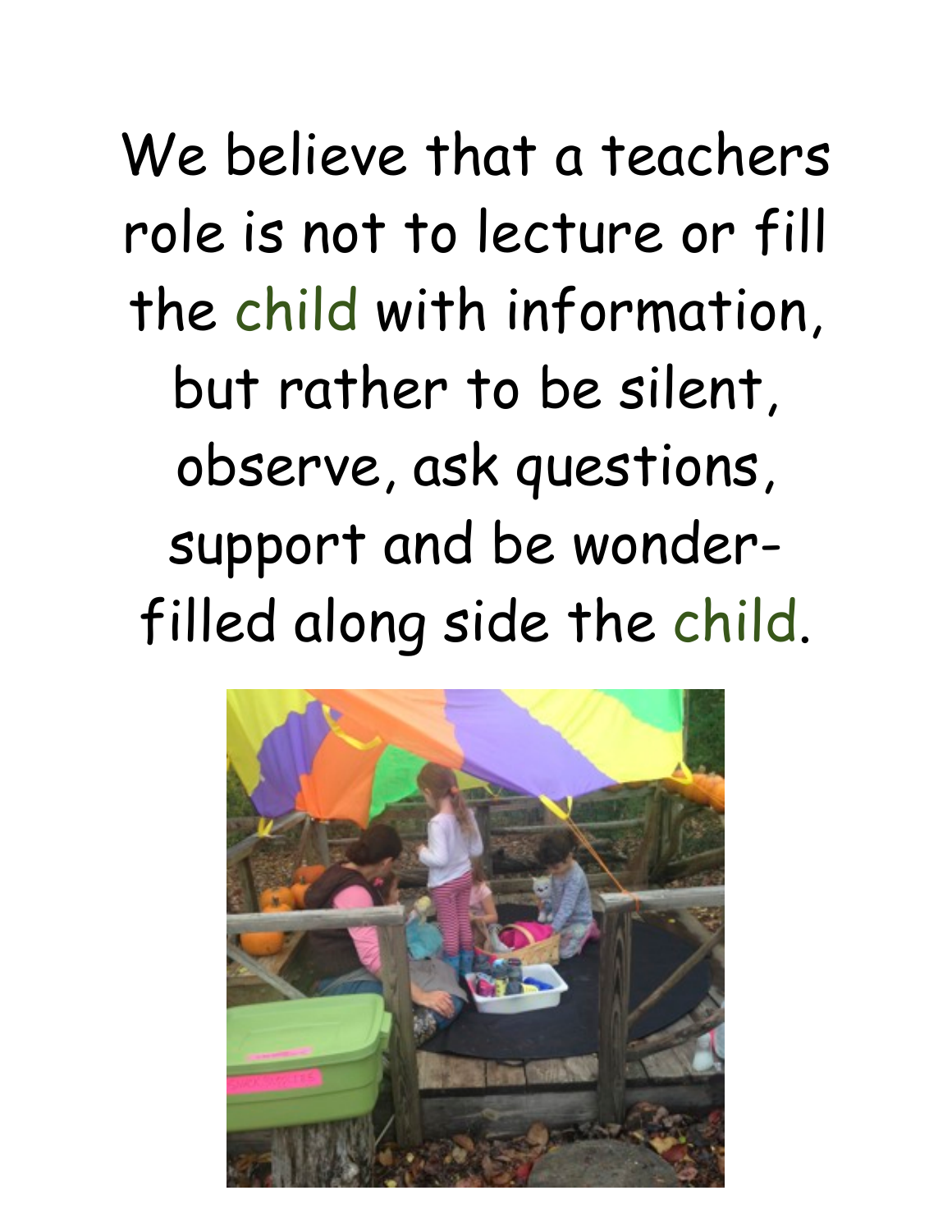We believe that a teachers role is not to lecture or fill the child with information, but rather to be silent, observe, ask questions, support and be wonder-filled along side the child.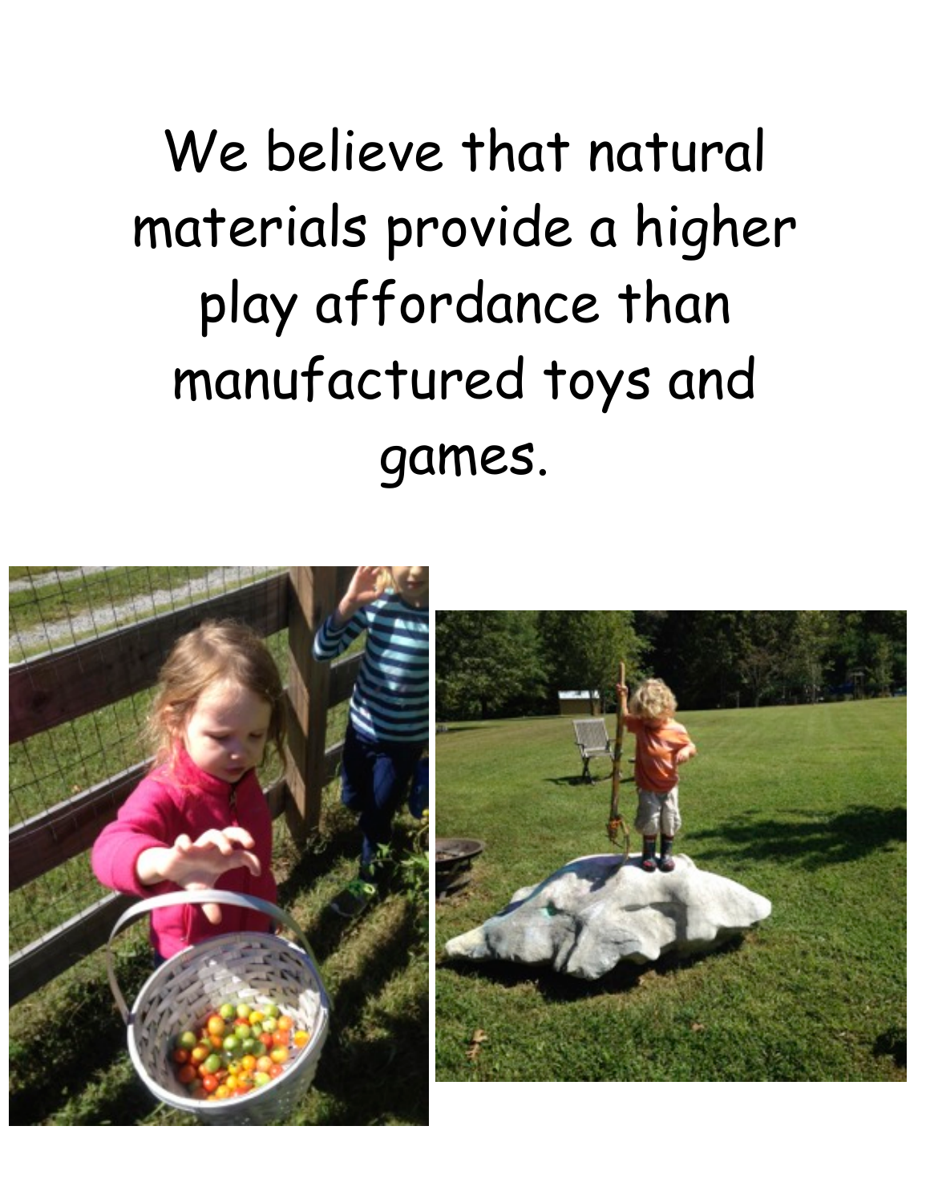We believe that natural materials provide a higher play affordance than manufactured toys and games.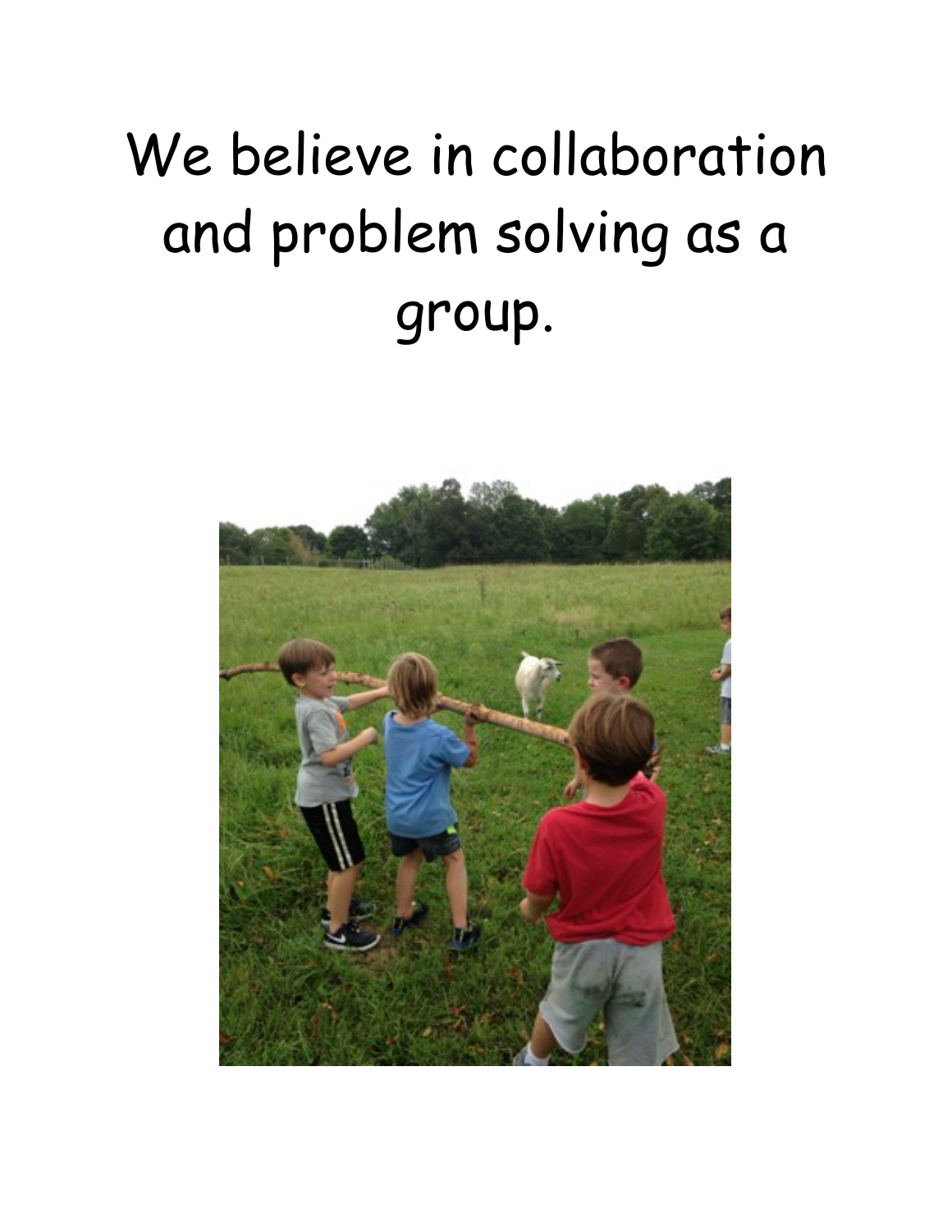We believe in collaboration and problem solving as a group.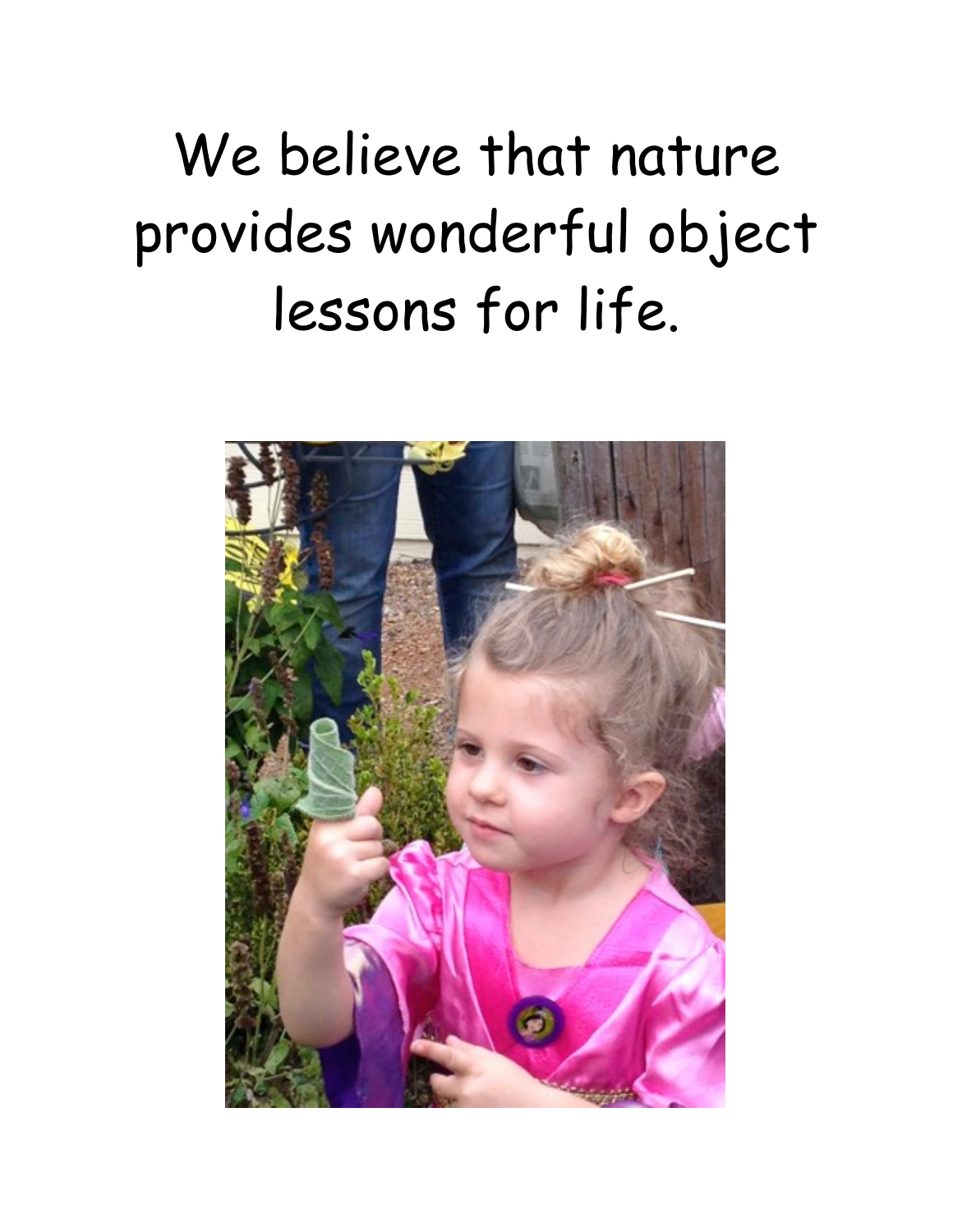We believe that nature provides wonderful object lessons for life.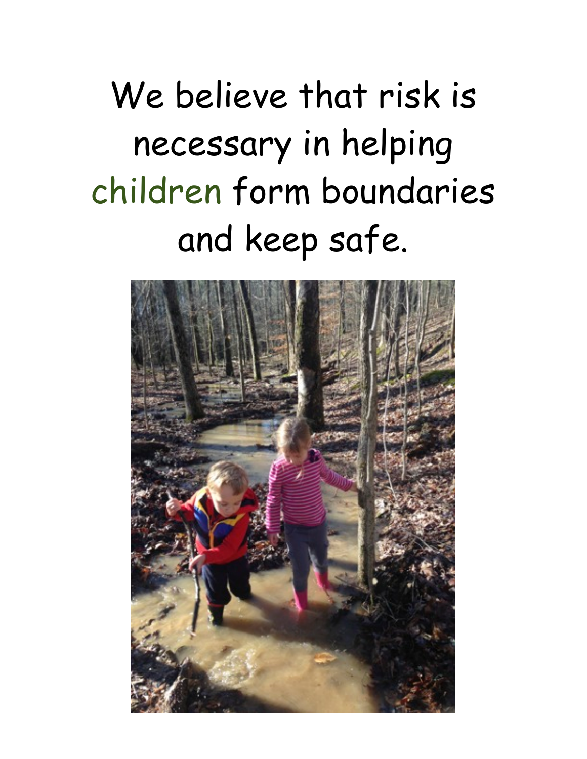We believe that risk is necessary in helping children form boundaries and keep safe.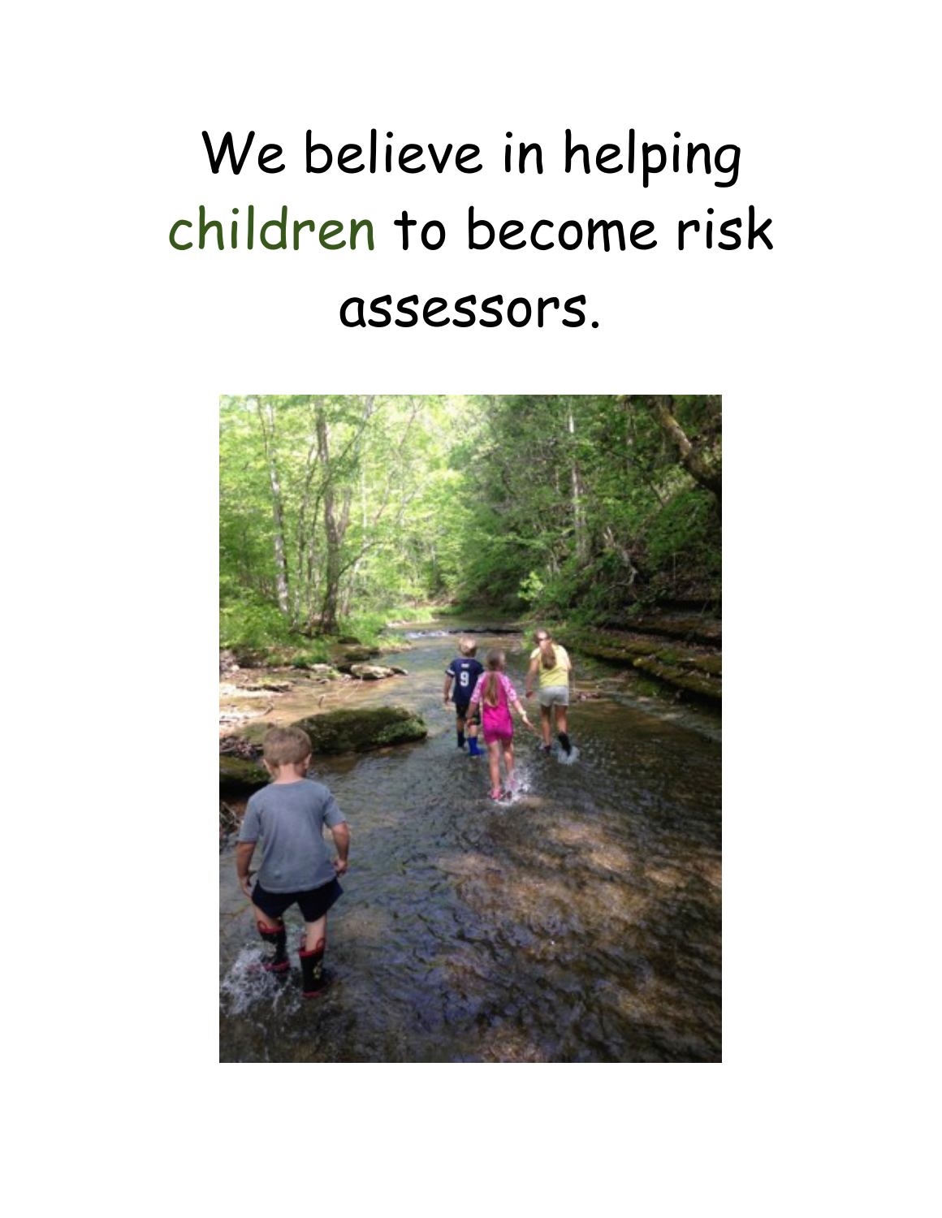# We believe in helping children to become risk assessors.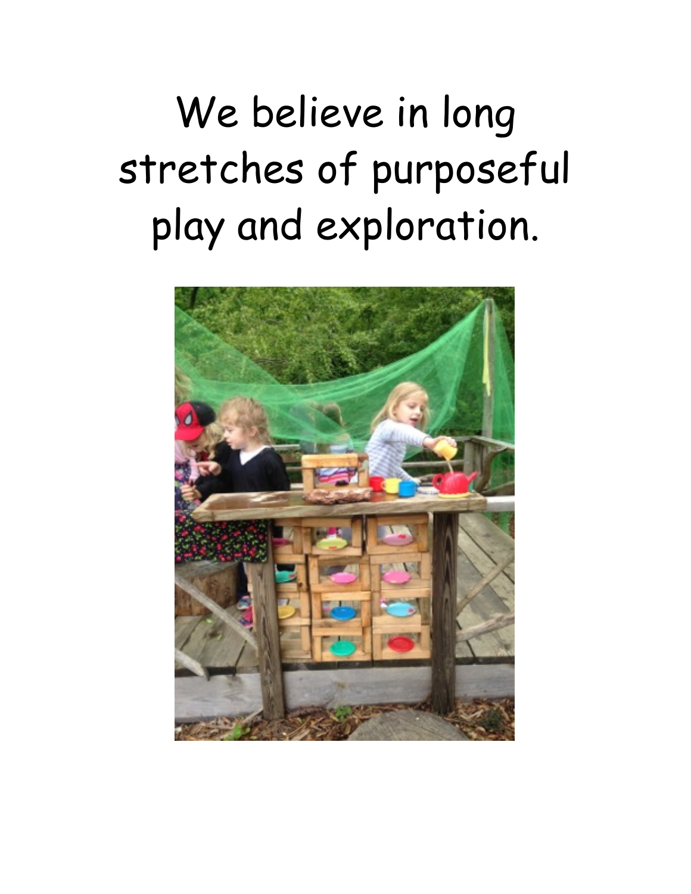We believe in long stretches of purposeful play and exploration.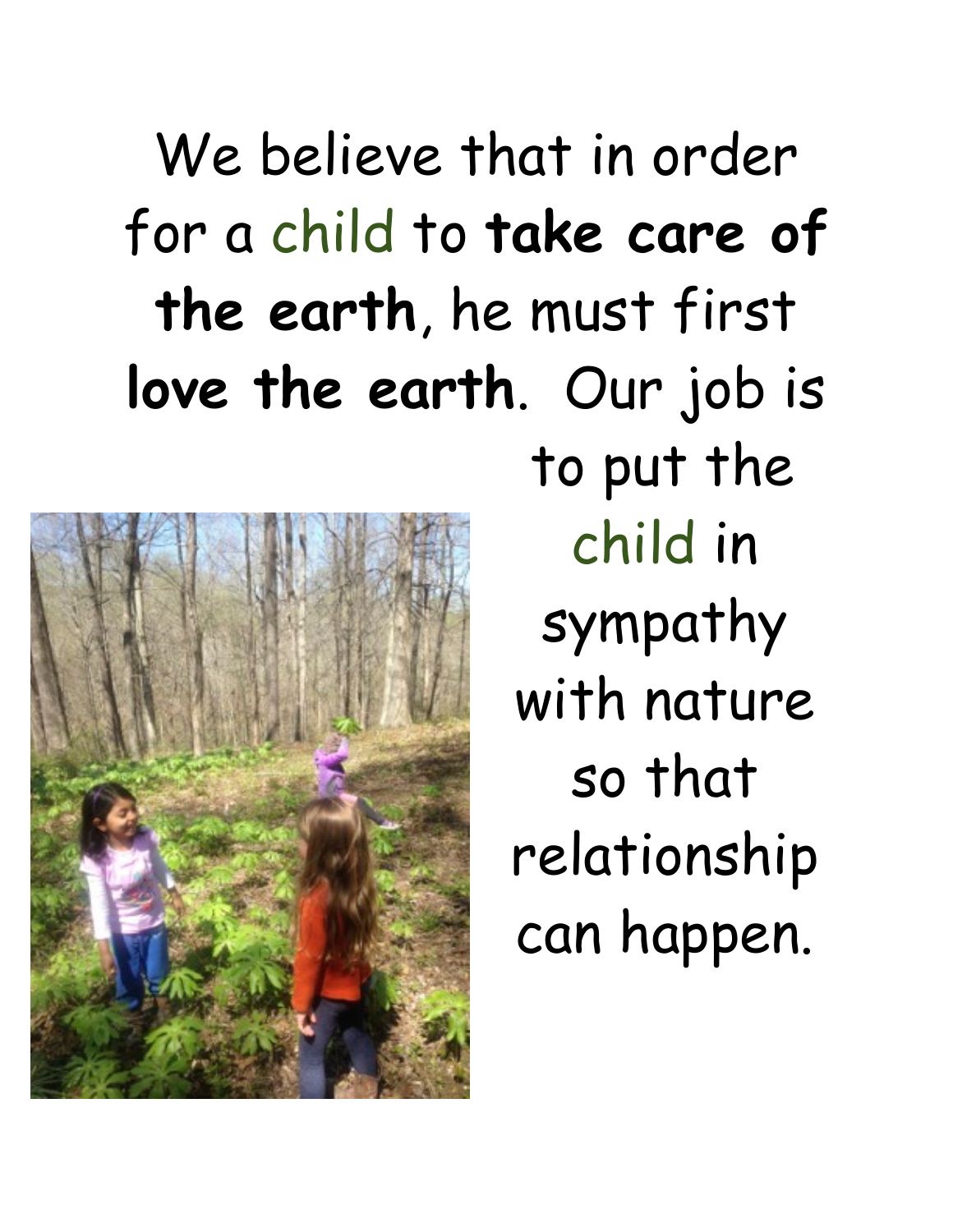We believe that in order for a child to **take care of the earth**, he must first **love the earth**. Our job is to put the child in sympathy with nature so that relationship can happen.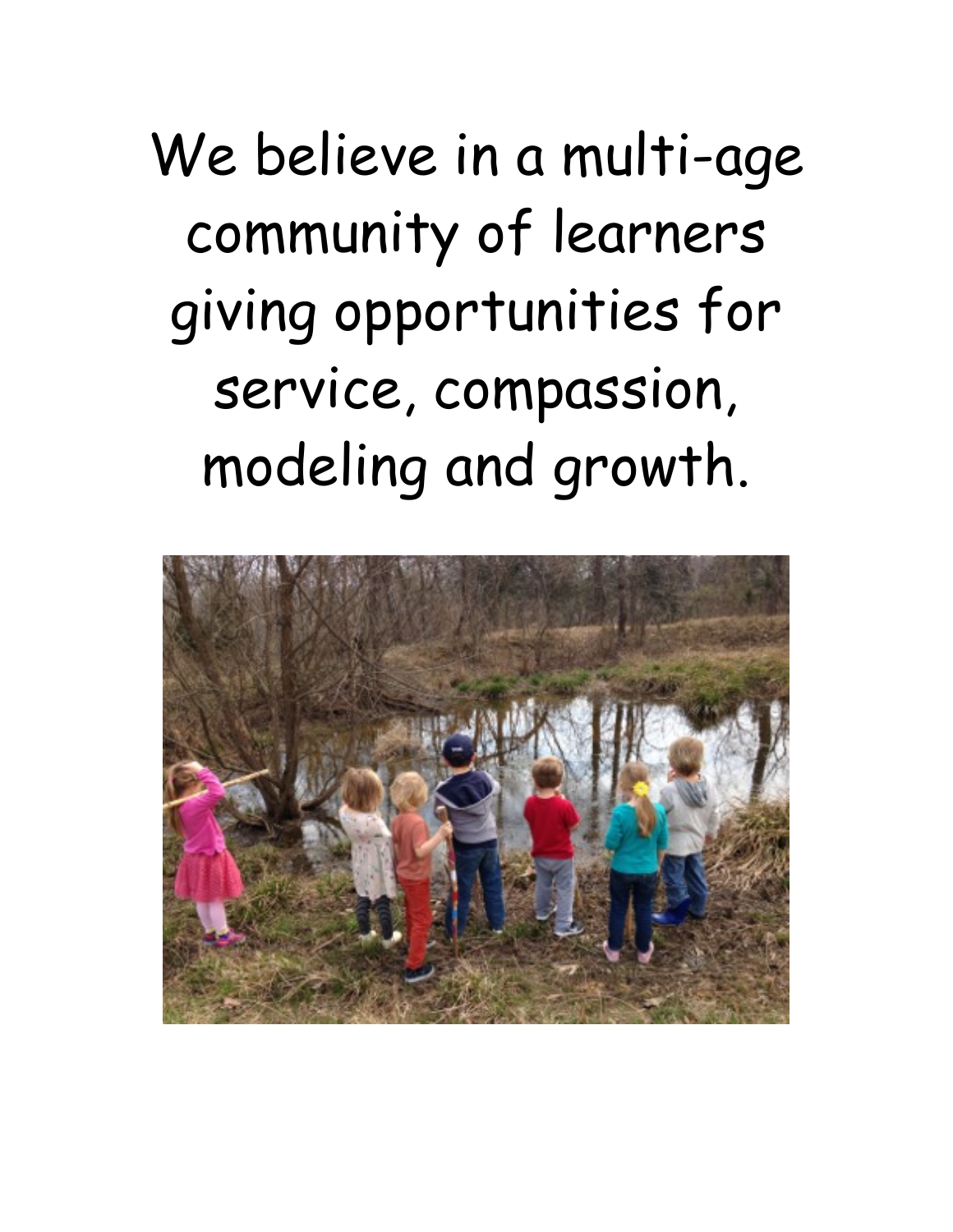We believe in a multi-age community of learners giving opportunities for service, compassion, modeling and growth.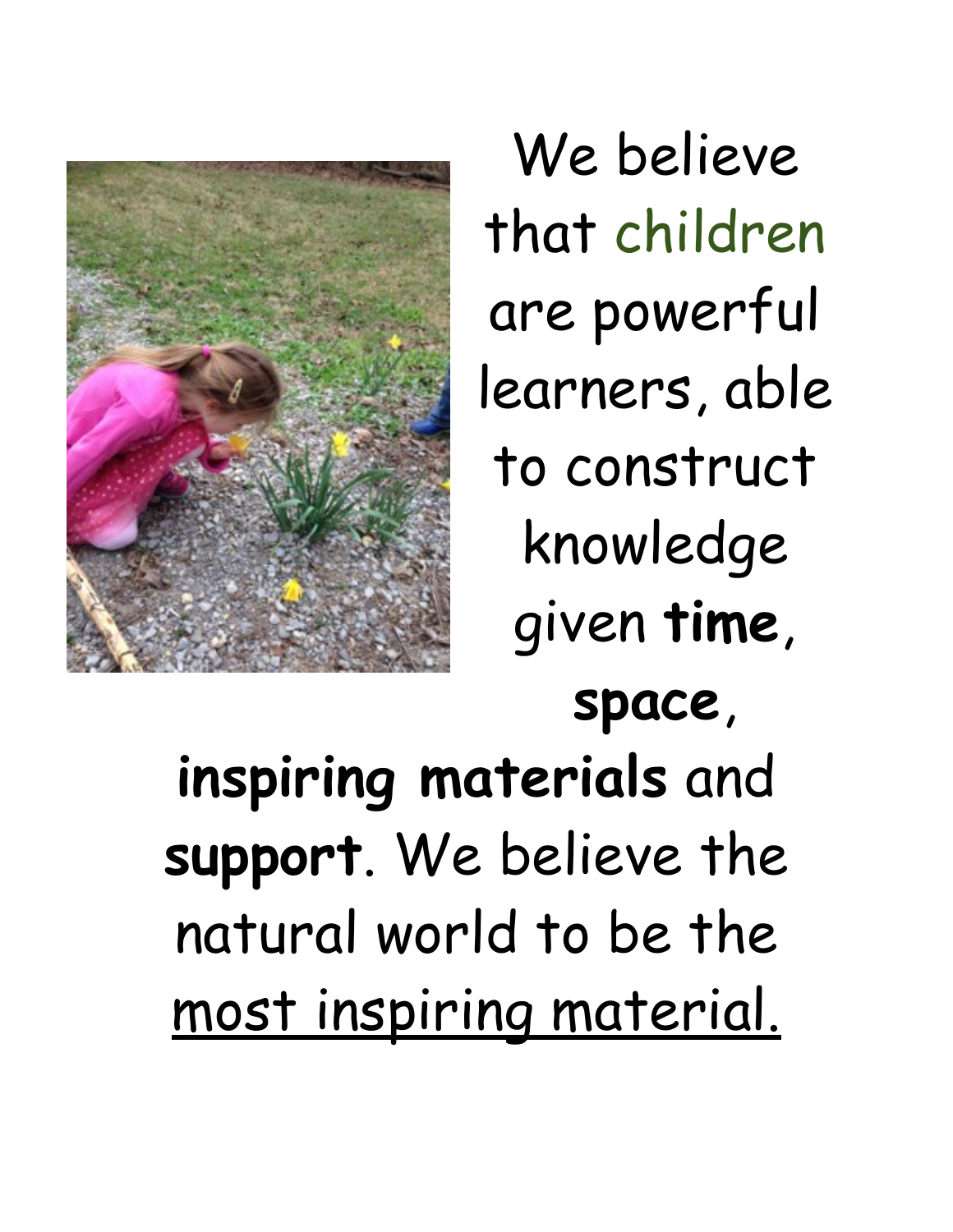We believe that children are powerful learners, able to construct knowledge given **time**, **space**, **inspiring materials** and **support**. We believe the natural world to be the <u>most inspiring material.</u>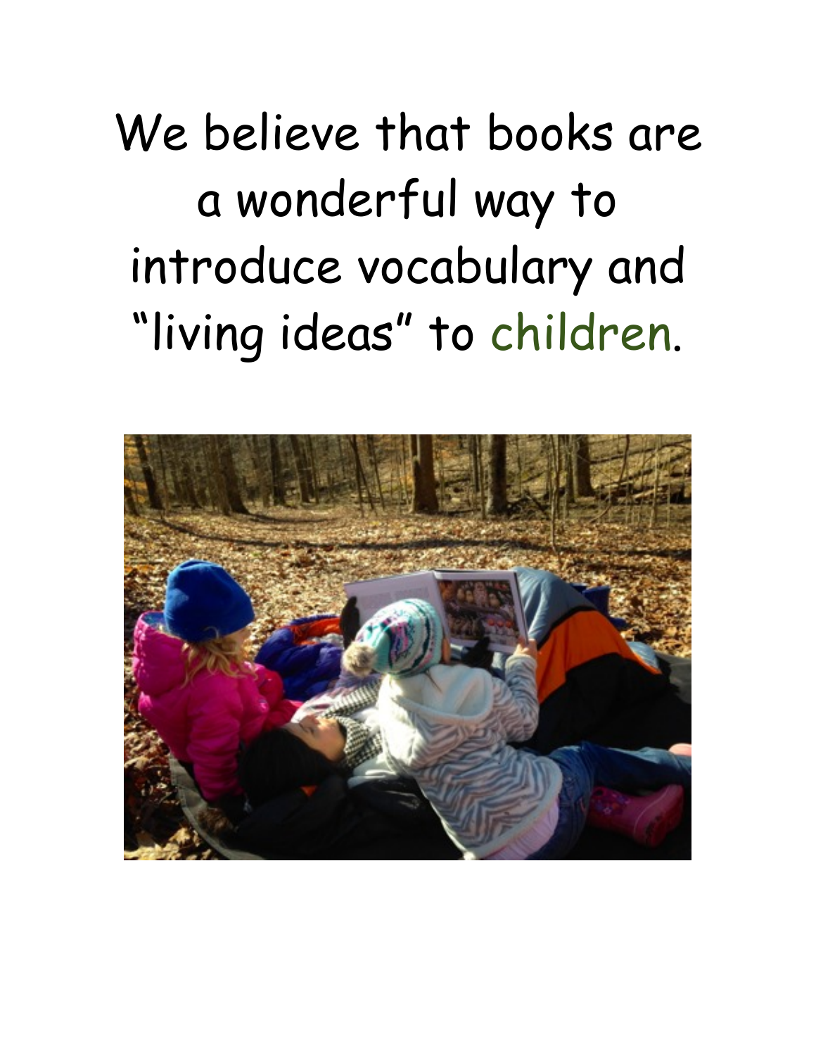We believe that books are a wonderful way to introduce vocabulary and "living ideas" to children.